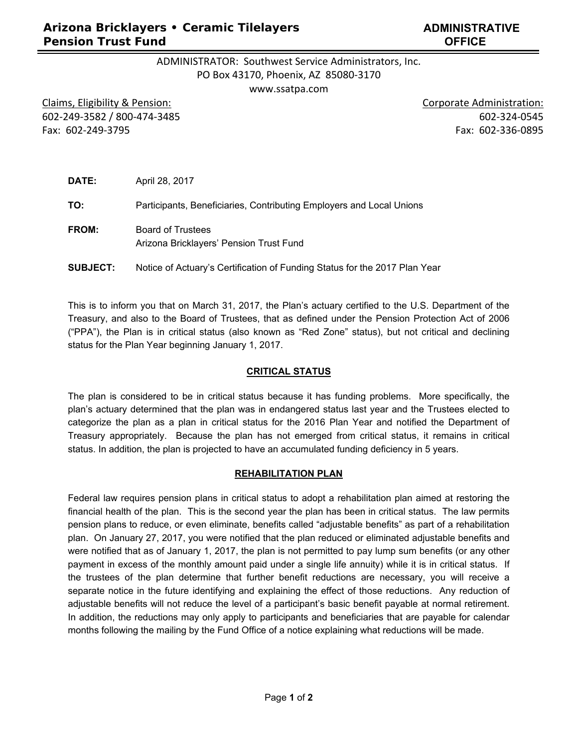**Arizona Bricklayers • Ceramic Tilelayers Pension Trust Fund**

**ADMINISTRATIVE OFFICE**

ADMINISTRATOR: Southwest Service Administrators, Inc.
PO Box 43170, Phoenix, AZ 85080-3170
www.ssatpa.com

Claims, Eligibility & Pension:
602-249-3582 / 800-474-3485
Fax: 602-249-3795

Corporate Administration:
602-324-0545
Fax: 602-336-0895

**DATE:** April 28, 2017

**TO:** Participants, Beneficiaries, Contributing Employers and Local Unions

**FROM:** Board of Trustees
Arizona Bricklayers' Pension Trust Fund

**SUBJECT:** Notice of Actuary's Certification of Funding Status for the 2017 Plan Year

This is to inform you that on March 31, 2017, the Plan's actuary certified to the U.S. Department of the Treasury, and also to the Board of Trustees, that as defined under the Pension Protection Act of 2006 ("PPA"), the Plan is in critical status (also known as "Red Zone" status), but not critical and declining status for the Plan Year beginning January 1, 2017.

## CRITICAL STATUS

The plan is considered to be in critical status because it has funding problems. More specifically, the plan's actuary determined that the plan was in endangered status last year and the Trustees elected to categorize the plan as a plan in critical status for the 2016 Plan Year and notified the Department of Treasury appropriately. Because the plan has not emerged from critical status, it remains in critical status. In addition, the plan is projected to have an accumulated funding deficiency in 5 years.

## REHABILITATION PLAN

Federal law requires pension plans in critical status to adopt a rehabilitation plan aimed at restoring the financial health of the plan. This is the second year the plan has been in critical status. The law permits pension plans to reduce, or even eliminate, benefits called "adjustable benefits" as part of a rehabilitation plan. On January 27, 2017, you were notified that the plan reduced or eliminated adjustable benefits and were notified that as of January 1, 2017, the plan is not permitted to pay lump sum benefits (or any other payment in excess of the monthly amount paid under a single life annuity) while it is in critical status. If the trustees of the plan determine that further benefit reductions are necessary, you will receive a separate notice in the future identifying and explaining the effect of those reductions. Any reduction of adjustable benefits will not reduce the level of a participant's basic benefit payable at normal retirement. In addition, the reductions may only apply to participants and beneficiaries that are payable for calendar months following the mailing by the Fund Office of a notice explaining what reductions will be made.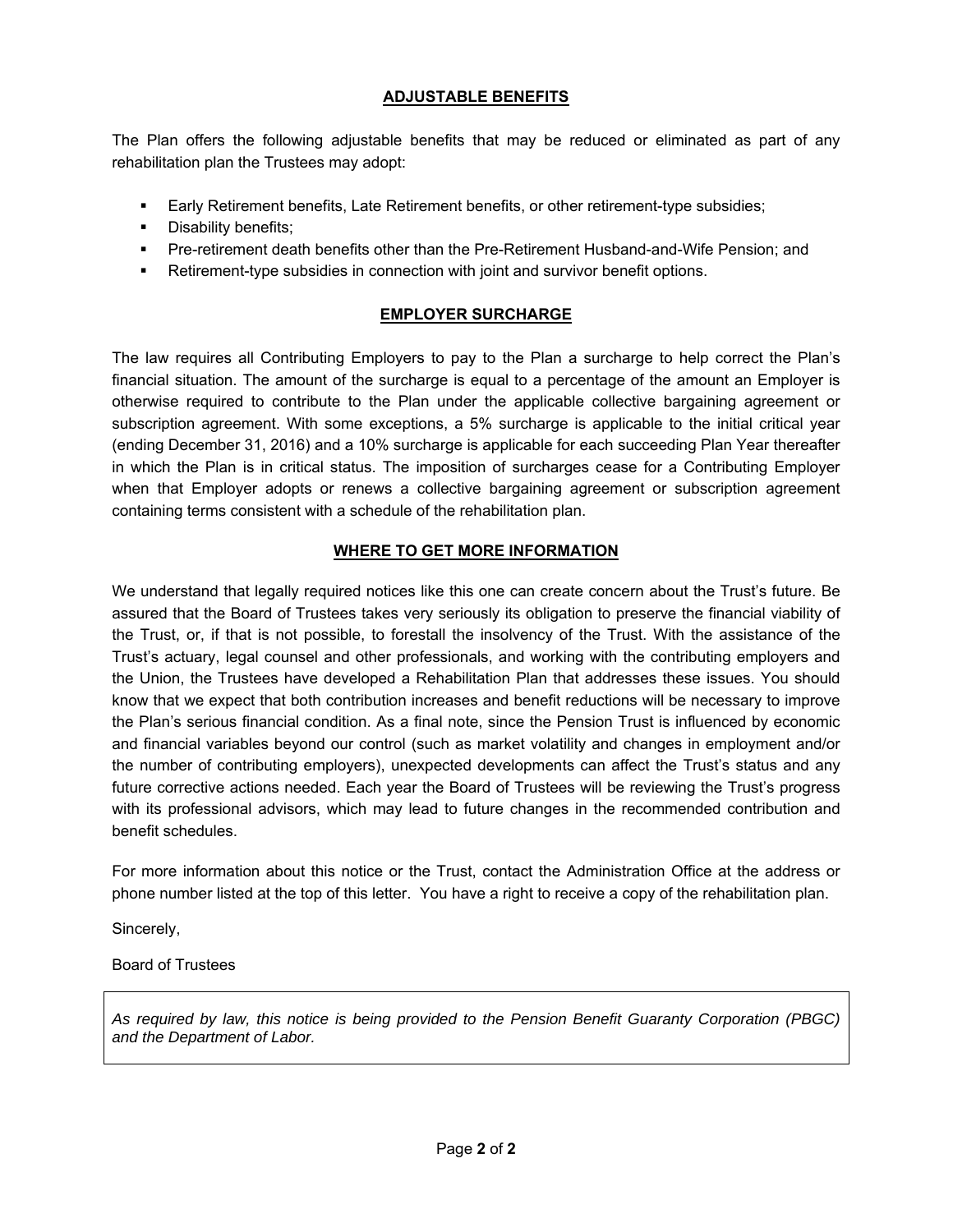## ADJUSTABLE BENEFITS

The Plan offers the following adjustable benefits that may be reduced or eliminated as part of any rehabilitation plan the Trustees may adopt:

- Early Retirement benefits, Late Retirement benefits, or other retirement-type subsidies;
- Disability benefits;
- Pre-retirement death benefits other than the Pre-Retirement Husband-and-Wife Pension; and
- Retirement-type subsidies in connection with joint and survivor benefit options.

## EMPLOYER SURCHARGE

The law requires all Contributing Employers to pay to the Plan a surcharge to help correct the Plan's financial situation. The amount of the surcharge is equal to a percentage of the amount an Employer is otherwise required to contribute to the Plan under the applicable collective bargaining agreement or subscription agreement. With some exceptions, a 5% surcharge is applicable to the initial critical year (ending December 31, 2016) and a 10% surcharge is applicable for each succeeding Plan Year thereafter in which the Plan is in critical status. The imposition of surcharges cease for a Contributing Employer when that Employer adopts or renews a collective bargaining agreement or subscription agreement containing terms consistent with a schedule of the rehabilitation plan.

## WHERE TO GET MORE INFORMATION

We understand that legally required notices like this one can create concern about the Trust's future. Be assured that the Board of Trustees takes very seriously its obligation to preserve the financial viability of the Trust, or, if that is not possible, to forestall the insolvency of the Trust. With the assistance of the Trust's actuary, legal counsel and other professionals, and working with the contributing employers and the Union, the Trustees have developed a Rehabilitation Plan that addresses these issues. You should know that we expect that both contribution increases and benefit reductions will be necessary to improve the Plan's serious financial condition. As a final note, since the Pension Trust is influenced by economic and financial variables beyond our control (such as market volatility and changes in employment and/or the number of contributing employers), unexpected developments can affect the Trust's status and any future corrective actions needed. Each year the Board of Trustees will be reviewing the Trust's progress with its professional advisors, which may lead to future changes in the recommended contribution and benefit schedules.

For more information about this notice or the Trust, contact the Administration Office at the address or phone number listed at the top of this letter. You have a right to receive a copy of the rehabilitation plan.

Sincerely,

Board of Trustees

*As required by law, this notice is being provided to the Pension Benefit Guaranty Corporation (PBGC) and the Department of Labor.*